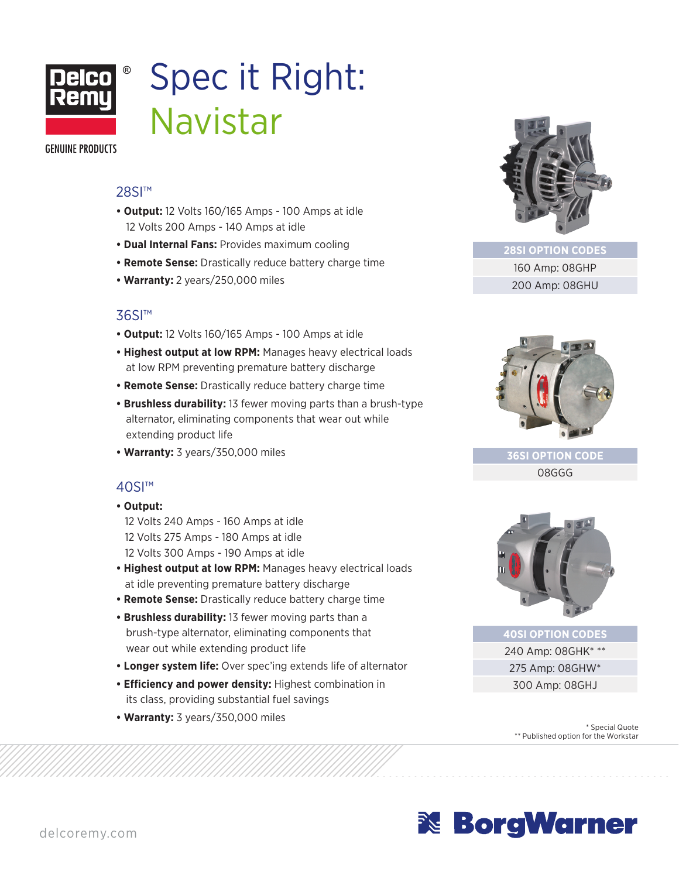Delco Remy®

GENUINE PRODUCTS

# Spec it Right: Navistar

## 28SI™

- **Output:** 12 Volts 160/165 Amps - 100 Amps at idle
  12 Volts 200 Amps - 140 Amps at idle
- **Dual Internal Fans:** Provides maximum cooling
- **Remote Sense:** Drastically reduce battery charge time
- **Warranty:** 2 years/250,000 miles

| 28SI OPTION CODES |
| --- |
| 160 Amp: 08GHP |
| 200 Amp: 08GHU |

## 36SI™

- **Output:** 12 Volts 160/165 Amps - 100 Amps at idle
- **Highest output at low RPM:** Manages heavy electrical loads at low RPM preventing premature battery discharge
- **Remote Sense:** Drastically reduce battery charge time
- **Brushless durability:** 13 fewer moving parts than a brush-type alternator, eliminating components that wear out while extending product life
- **Warranty:** 3 years/350,000 miles

| 36SI OPTION CODE |
| --- |
| 08GGG |

## 40SI™

- **Output:**
  12 Volts 240 Amps - 160 Amps at idle
  12 Volts 275 Amps - 180 Amps at idle
  12 Volts 300 Amps - 190 Amps at idle
- **Highest output at low RPM:** Manages heavy electrical loads at idle preventing premature battery discharge
- **Remote Sense:** Drastically reduce battery charge time
- **Brushless durability:** 13 fewer moving parts than a brush-type alternator, eliminating components that wear out while extending product life
- **Longer system life:** Over spec'ing extends life of alternator
- **Efficiency and power density:** Highest combination in its class, providing substantial fuel savings
- **Warranty:** 3 years/350,000 miles

| 40SI OPTION CODES |
| --- |
| 240 Amp: 08GHK* ** |
| 275 Amp: 08GHW* |
| 300 Amp: 08GHJ |

\* Special Quote
** Published option for the Workstar

delcoremy.com

BorgWarner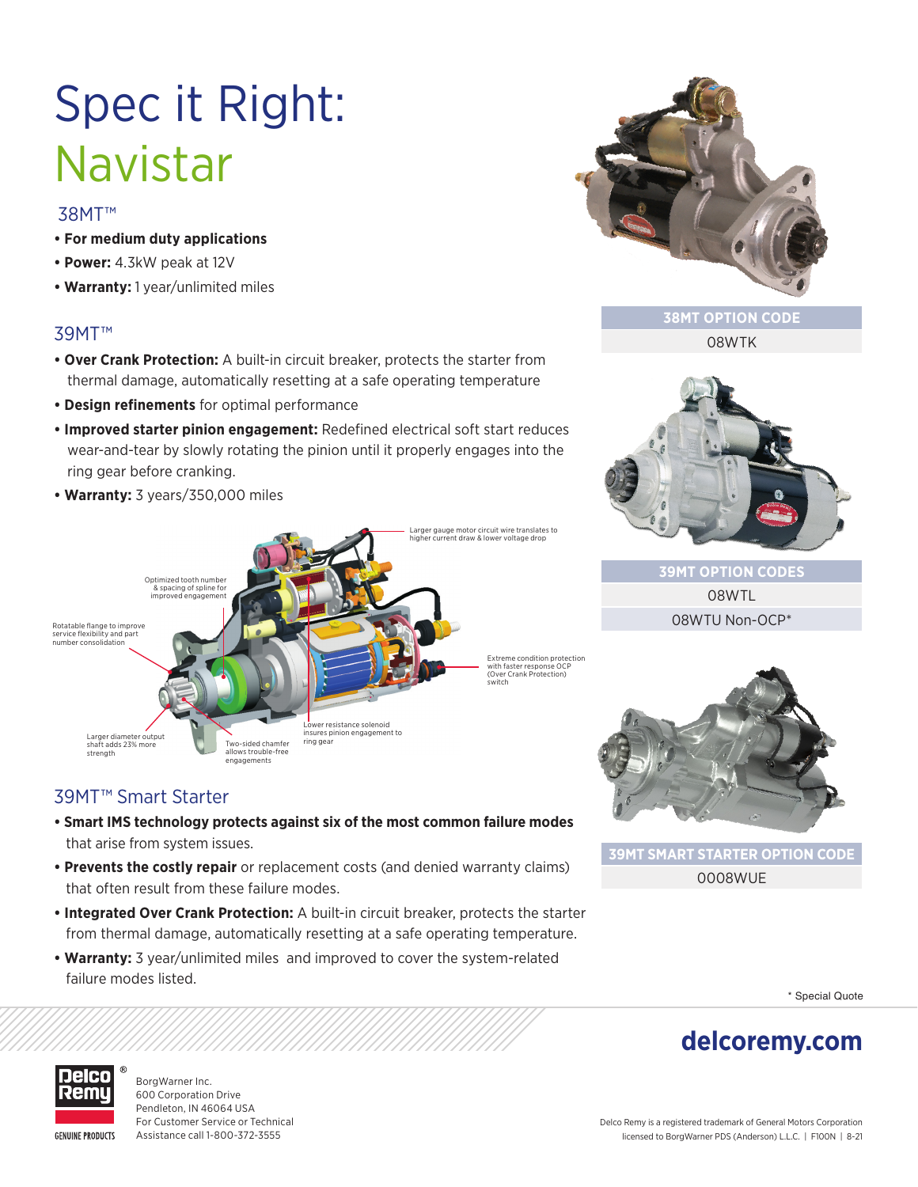# Spec it Right: Navistar

## 38MT™

- **For medium duty applications**
- **Power:** 4.3kW peak at 12V
- **Warranty:** 1 year/unlimited miles

## 39MT™

- **Over Crank Protection:** A built-in circuit breaker, protects the starter from thermal damage, automatically resetting at a safe operating temperature
- **Design refinements** for optimal performance
- **Improved starter pinion engagement:** Redefined electrical soft start reduces wear-and-tear by slowly rotating the pinion until it properly engages into the ring gear before cranking.
- **Warranty:** 3 years/350,000 miles

Larger gauge motor circuit wire translates to higher current draw & lower voltage drop

Optimized tooth number & spacing of spline for improved engagement

Rotatable flange to improve service flexibility and part number consolidation

Extreme condition protection with faster response OCP (Over Crank Protection) switch

Lower resistance solenoid insures pinion engagement to ring gear

Larger diameter output shaft adds 23% more strength

Two-sided chamfer allows trouble-free engagements

## 39MT™ Smart Starter

- **Smart IMS technology protects against six of the most common failure modes** that arise from system issues.
- **Prevents the costly repair** or replacement costs (and denied warranty claims) that often result from these failure modes.
- **Integrated Over Crank Protection:** A built-in circuit breaker, protects the starter from thermal damage, automatically resetting at a safe operating temperature.
- **Warranty:** 3 year/unlimited miles and improved to cover the system-related failure modes listed.

| 38MT OPTION CODE |
|---|
| 08WTK |

| 39MT OPTION CODES |
|---|
| 08WTL |
| 08WTU Non-OCP* |

| 39MT SMART STARTER OPTION CODE |
|---|
| 0008WUE |

\* Special Quote

**delcoremy.com**

Delco Remy® GENUINE PRODUCTS

BorgWarner Inc.
600 Corporation Drive
Pendleton, IN 46064 USA
For Customer Service or Technical Assistance call 1-800-372-3555

Delco Remy is a registered trademark of General Motors Corporation licensed to BorgWarner PDS (Anderson) L.L.C. | F100N | 8-21